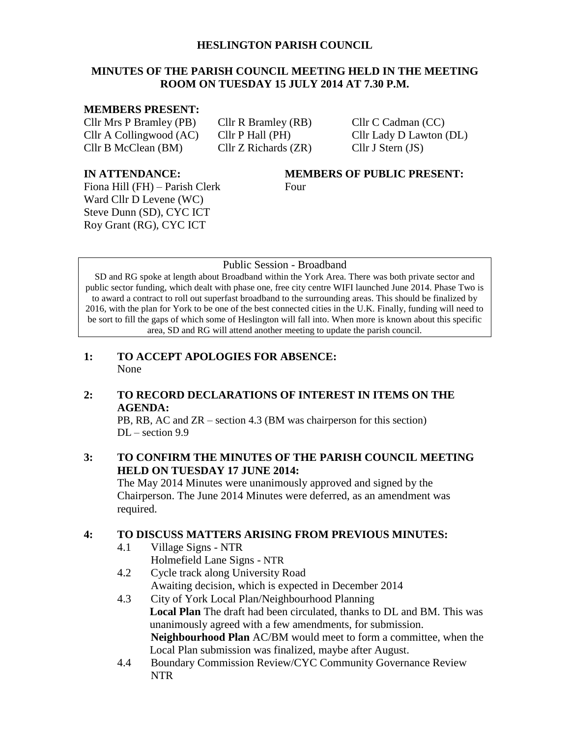# HESLINGTON PARISH COUNCIL

## MINUTES OF THE PARISH COUNCIL MEETING HELD IN THE MEETING ROOM ON TUESDAY 15 JULY 2014 AT 7.30 P.M.

**MEMBERS PRESENT:**

| | | |
|---|---|---|
| Cllr Mrs P Bramley (PB) | Cllr R Bramley (RB) | Cllr C Cadman (CC) |
| Cllr A Collingwood (AC) | Cllr P Hall (PH) | Cllr Lady D Lawton (DL) |
| Cllr B McClean (BM) | Cllr Z Richards (ZR) | Cllr J Stern (JS) |

**IN ATTENDANCE:**

Fiona Hill (FH) – Parish Clerk
Ward Cllr D Levene (WC)
Steve Dunn (SD), CYC ICT
Roy Grant (RG), CYC ICT

**MEMBERS OF PUBLIC PRESENT:**

Four

Public Session - Broadband

SD and RG spoke at length about Broadband within the York Area. There was both private sector and public sector funding, which dealt with phase one, free city centre WIFI launched June 2014. Phase Two is to award a contract to roll out superfast broadband to the surrounding areas. This should be finalized by 2016, with the plan for York to be one of the best connected cities in the U.K. Finally, funding will need to be sort to fill the gaps of which some of Heslington will fall into. When more is known about this specific area, SD and RG will attend another meeting to update the parish council.

**1: TO ACCEPT APOLOGIES FOR ABSENCE:**

None

**2: TO RECORD DECLARATIONS OF INTEREST IN ITEMS ON THE AGENDA:**

PB, RB, AC and ZR – section 4.3 (BM was chairperson for this section)
DL – section 9.9

**3: TO CONFIRM THE MINUTES OF THE PARISH COUNCIL MEETING HELD ON TUESDAY 17 JUNE 2014:**

The May 2014 Minutes were unanimously approved and signed by the Chairperson. The June 2014 Minutes were deferred, as an amendment was required.

**4: TO DISCUSS MATTERS ARISING FROM PREVIOUS MINUTES:**

4.1 Village Signs - NTR
Holmefield Lane Signs - NTR

4.2 Cycle track along University Road
Awaiting decision, which is expected in December 2014

4.3 City of York Local Plan/Neighbourhood Planning
**Local Plan** The draft had been circulated, thanks to DL and BM. This was unanimously agreed with a few amendments, for submission.
**Neighbourhood Plan** AC/BM would meet to form a committee, when the Local Plan submission was finalized, maybe after August.

4.4 Boundary Commission Review/CYC Community Governance Review
NTR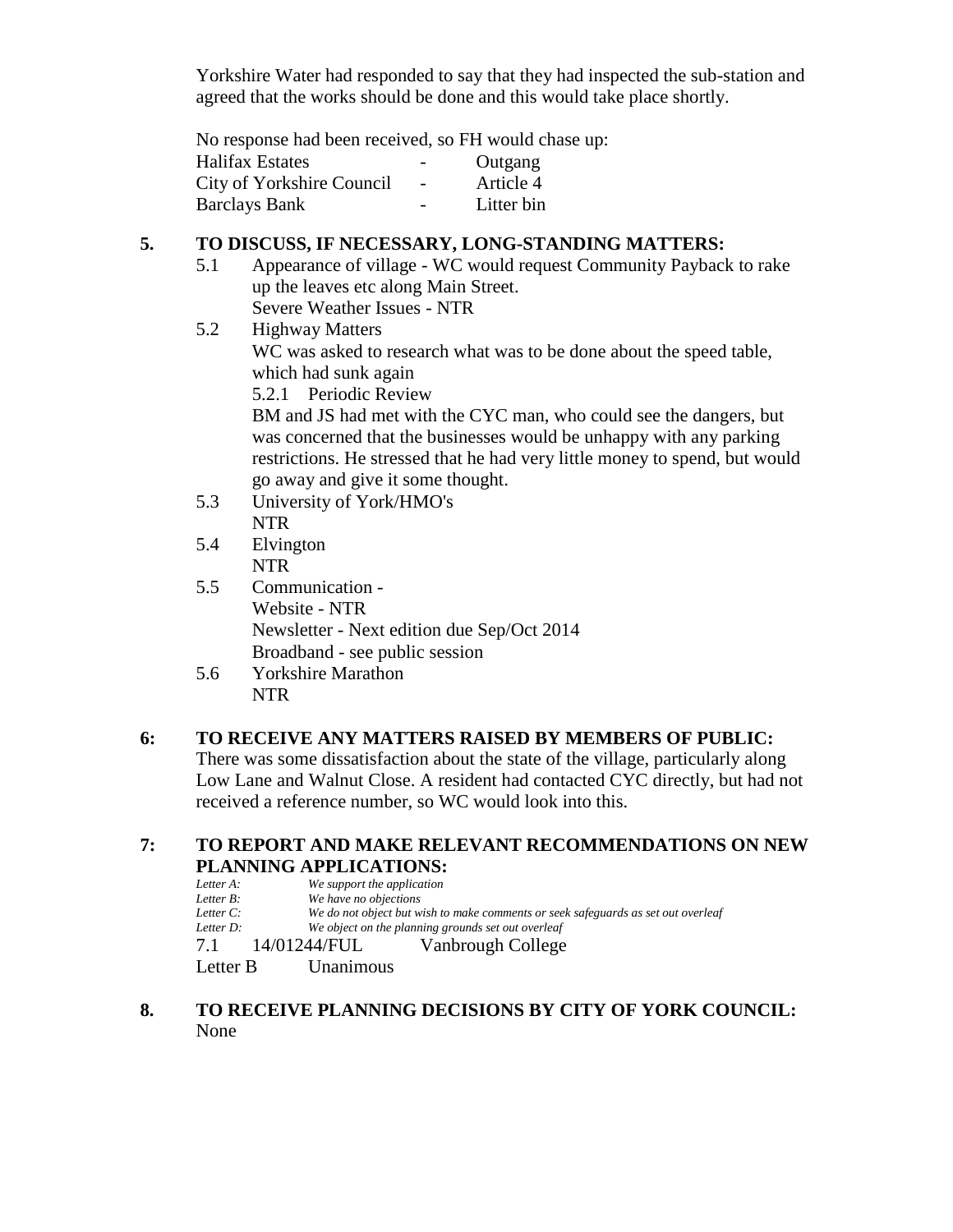Yorkshire Water had responded to say that they had inspected the sub-station and agreed that the works should be done and this would take place shortly.

No response had been received, so FH would chase up:

| | | |
|---|---|---|
| Halifax Estates | - | Outgang |
| City of Yorkshire Council | - | Article 4 |
| Barclays Bank | - | Litter bin |

## 5. TO DISCUSS, IF NECESSARY, LONG-STANDING MATTERS:

5.1 Appearance of village - WC would request Community Payback to rake up the leaves etc along Main Street.
Severe Weather Issues - NTR

5.2 Highway Matters
WC was asked to research what was to be done about the speed table, which had sunk again

5.2.1 Periodic Review
BM and JS had met with the CYC man, who could see the dangers, but was concerned that the businesses would be unhappy with any parking restrictions. He stressed that he had very little money to spend, but would go away and give it some thought.

5.3 University of York/HMO's
NTR

5.4 Elvington
NTR

5.5 Communication -
Website - NTR
Newsletter - Next edition due Sep/Oct 2014
Broadband - see public session

5.6 Yorkshire Marathon
NTR

## 6: TO RECEIVE ANY MATTERS RAISED BY MEMBERS OF PUBLIC:

There was some dissatisfaction about the state of the village, particularly along Low Lane and Walnut Close. A resident had contacted CYC directly, but had not received a reference number, so WC would look into this.

## 7: TO REPORT AND MAKE RELEVANT RECOMMENDATIONS ON NEW PLANNING APPLICATIONS:

*Letter A:* *We support the application*
*Letter B:* *We have no objections*
*Letter C:* *We do not object but wish to make comments or seek safeguards as set out overleaf*
*Letter D:* *We object on the planning grounds set out overleaf*

7.1 14/01244/FUL Vanbrough College
Letter B Unanimous

## 8. TO RECEIVE PLANNING DECISIONS BY CITY OF YORK COUNCIL:

None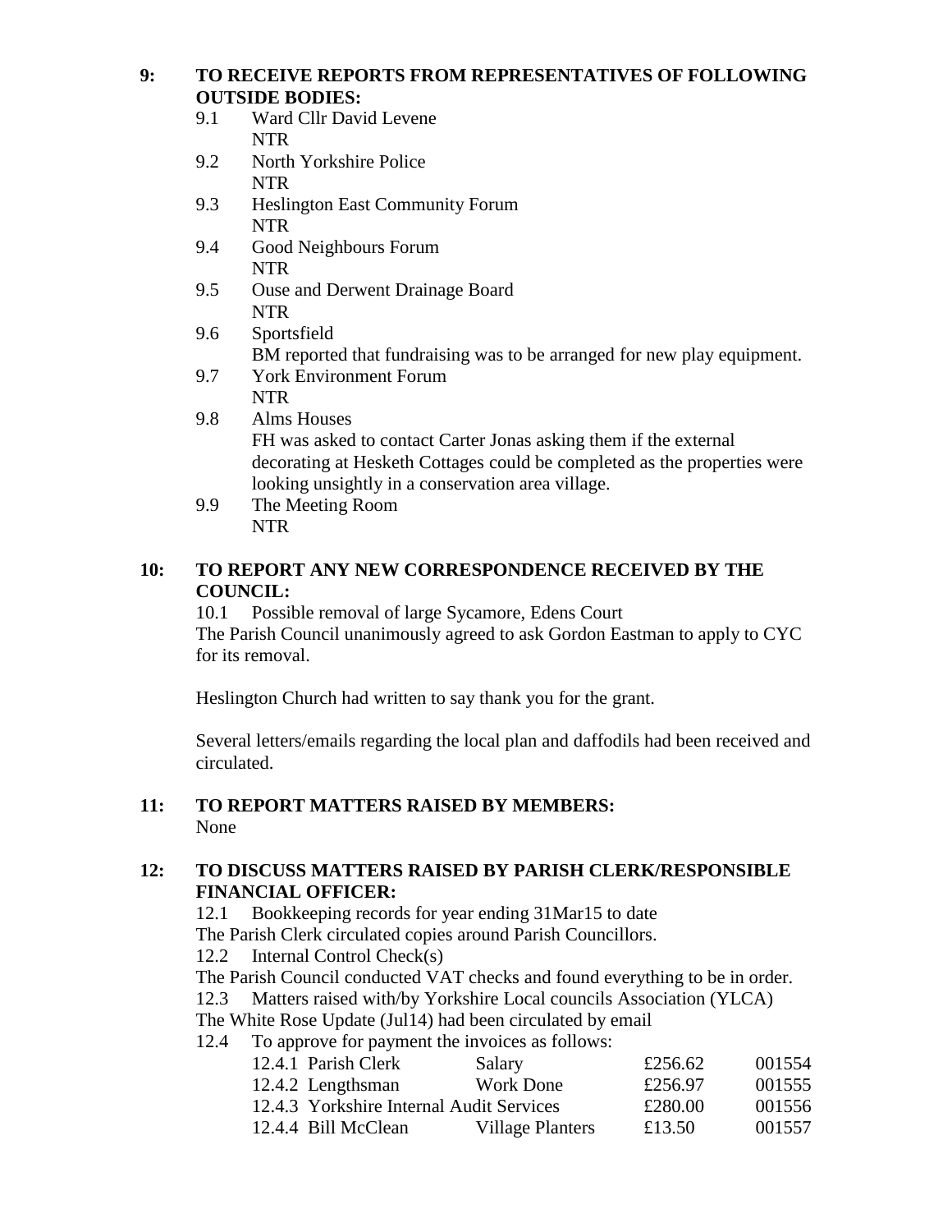## 9: TO RECEIVE REPORTS FROM REPRESENTATIVES OF FOLLOWING OUTSIDE BODIES:

9.1 Ward Cllr David Levene
NTR

9.2 North Yorkshire Police
NTR

9.3 Heslington East Community Forum
NTR

9.4 Good Neighbours Forum
NTR

9.5 Ouse and Derwent Drainage Board
NTR

9.6 Sportsfield
BM reported that fundraising was to be arranged for new play equipment.

9.7 York Environment Forum
NTR

9.8 Alms Houses
FH was asked to contact Carter Jonas asking them if the external decorating at Hesketh Cottages could be completed as the properties were looking unsightly in a conservation area village.

9.9 The Meeting Room
NTR

## 10: TO REPORT ANY NEW CORRESPONDENCE RECEIVED BY THE COUNCIL:

10.1 Possible removal of large Sycamore, Edens Court
The Parish Council unanimously agreed to ask Gordon Eastman to apply to CYC for its removal.

Heslington Church had written to say thank you for the grant.

Several letters/emails regarding the local plan and daffodils had been received and circulated.

## 11: TO REPORT MATTERS RAISED BY MEMBERS:

None

## 12: TO DISCUSS MATTERS RAISED BY PARISH CLERK/RESPONSIBLE FINANCIAL OFFICER:

12.1 Bookkeeping records for year ending 31Mar15 to date
The Parish Clerk circulated copies around Parish Councillors.

12.2 Internal Control Check(s)
The Parish Council conducted VAT checks and found everything to be in order.

12.3 Matters raised with/by Yorkshire Local councils Association (YLCA)
The White Rose Update (Jul14) had been circulated by email

12.4 To approve for payment the invoices as follows:

| Item | Payee | Description | Amount | Cheque |
|---|---|---|---|---|
| 12.4.1 | Parish Clerk | Salary | £256.62 | 001554 |
| 12.4.2 | Lengthsman | Work Done | £256.97 | 001555 |
| 12.4.3 | Yorkshire Internal Audit Services | | £280.00 | 001556 |
| 12.4.4 | Bill McClean | Village Planters | £13.50 | 001557 |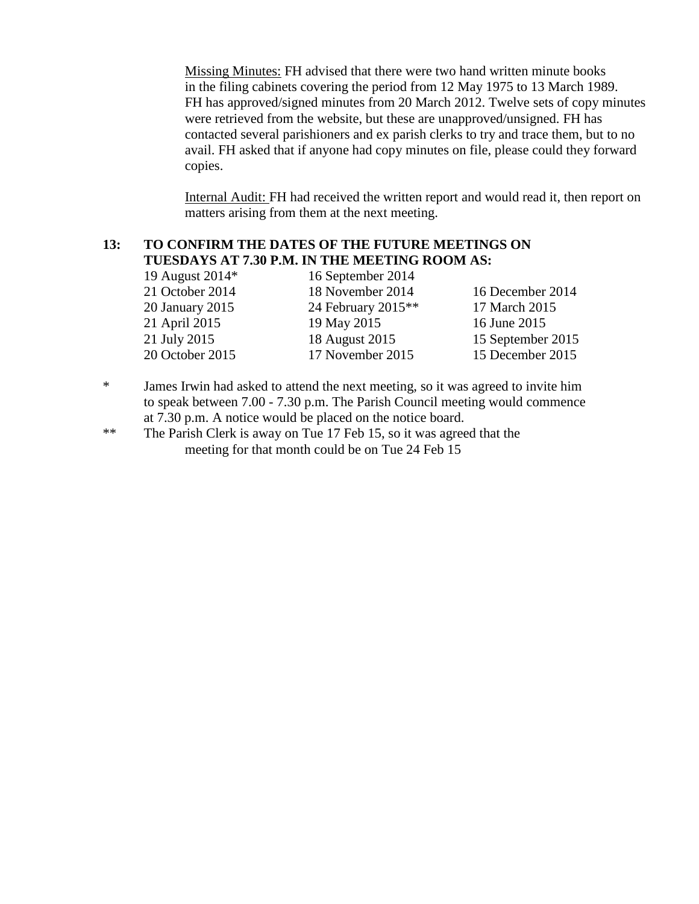Missing Minutes: FH advised that there were two hand written minute books in the filing cabinets covering the period from 12 May 1975 to 13 March 1989. FH has approved/signed minutes from 20 March 2012. Twelve sets of copy minutes were retrieved from the website, but these are unapproved/unsigned. FH has contacted several parishioners and ex parish clerks to try and trace them, but to no avail. FH asked that if anyone had copy minutes on file, please could they forward copies.

Internal Audit: FH had received the written report and would read it, then report on matters arising from them at the next meeting.

**13: TO CONFIRM THE DATES OF THE FUTURE MEETINGS ON TUESDAYS AT 7.30 P.M. IN THE MEETING ROOM AS:**

| | | |
|---|---|---|
| 19 August 2014* | 16 September 2014 | |
| 21 October 2014 | 18 November 2014 | 16 December 2014 |
| 20 January 2015 | 24 February 2015** | 17 March 2015 |
| 21 April 2015 | 19 May 2015 | 16 June 2015 |
| 21 July 2015 | 18 August 2015 | 15 September 2015 |
| 20 October 2015 | 17 November 2015 | 15 December 2015 |

\* James Irwin had asked to attend the next meeting, so it was agreed to invite him to speak between 7.00 - 7.30 p.m. The Parish Council meeting would commence at 7.30 p.m. A notice would be placed on the notice board.

** The Parish Clerk is away on Tue 17 Feb 15, so it was agreed that the meeting for that month could be on Tue 24 Feb 15